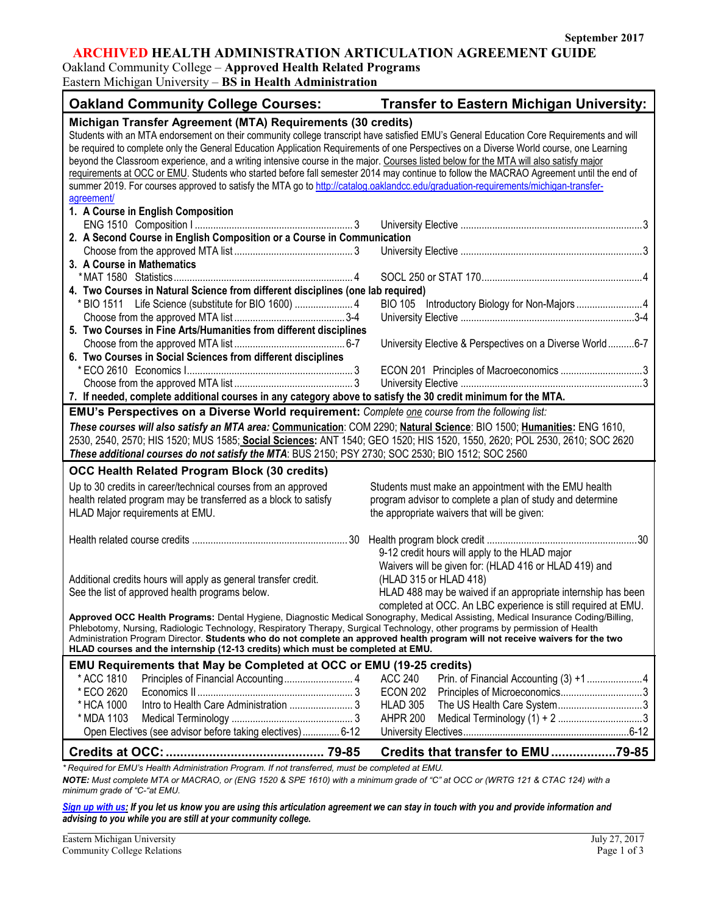September 2017

# ARCHIVED HEALTH ADMINISTRATION ARTICULATION AGREEMENT GUIDE

Oakland Community College – **Approved Health Related Programs**
Eastern Michigan University – **BS in Health Administration**

| Oakland Community College Courses: | | Transfer to Eastern Michigan University: | |
|---|---|---|---|

## Michigan Transfer Agreement (MTA) Requirements (30 credits)

Students with an MTA endorsement on their community college transcript have satisfied EMU's General Education Core Requirements and will be required to complete only the General Education Application Requirements of one Perspectives on a Diverse World course, one Learning beyond the Classroom experience, and a writing intensive course in the major. Courses listed below for the MTA will also satisfy major requirements at OCC or EMU. Students who started before fall semester 2014 may continue to follow the MACRAO Agreement until the end of summer 2019. For courses approved to satisfy the MTA go to http://catalog.oaklandcc.edu/graduation-requirements/michigan-transfer-agreement/

| OCC Course | Credits | EMU Course | Credits |
|---|---|---|---|
| **1. A Course in English Composition** | | | |
| ENG 1510 Composition I | 3 | University Elective | 3 |
| **2. A Second Course in English Composition or a Course in Communication** | | | |
| Choose from the approved MTA list | 3 | University Elective | 3 |
| **3. A Course in Mathematics** | | | |
| *MAT 1580 Statistics | 4 | SOCL 250 or STAT 170 | 4 |
| **4. Two Courses in Natural Science from different disciplines (one lab required)** | | | |
| * BIO 1511 Life Science (substitute for BIO 1600) | 4 | BIO 105 Introductory Biology for Non-Majors | 4 |
| Choose from the approved MTA list | 3-4 | University Elective | 3-4 |
| **5. Two Courses in Fine Arts/Humanities from different disciplines** | | | |
| Choose from the approved MTA list | 6-7 | University Elective & Perspectives on a Diverse World | 6-7 |
| **6. Two Courses in Social Sciences from different disciplines** | | | |
| * ECO 2610 Economics I | 3 | ECON 201 Principles of Macroeconomics | 3 |
| Choose from the approved MTA list | 3 | University Elective | 3 |
| **7. If needed, complete additional courses in any category above to satisfy the 30 credit minimum for the MTA.** | | | |

**EMU's Perspectives on a Diverse World requirement:** *Complete one course from the following list:*

***These courses will also satisfy an MTA area:*** **Communication**: COM 2290; **Natural Science**: BIO 1500; **Humanities:** ENG 1610, 2530, 2540, 2570; HIS 1520; MUS 1585; **Social Sciences:** ANT 1540; GEO 1520; HIS 1520, 1550, 2620; POL 2530, 2610; SOC 2620
***These additional courses do not satisfy the MTA***: BUS 2150; PSY 2730; SOC 2530; BIO 1512; SOC 2560

## OCC Health Related Program Block (30 credits)

Up to 30 credits in career/technical courses from an approved health related program may be transferred as a block to satisfy HLAD Major requirements at EMU.

Students must make an appointment with the EMU health program advisor to complete a plan of study and determine the appropriate waivers that will be given:

| OCC Course | Credits | EMU Course | Credits |
|---|---|---|---|
| Health related course credits | 30 | Health program block credit | 30 |

Additional credits hours will apply as general transfer credit. See the list of approved health programs below.

- 9-12 credit hours will apply to the HLAD major
- Waivers will be given for: (HLAD 416 or HLAD 419) and (HLAD 315 or HLAD 418)
- HLAD 488 may be waived if an appropriate internship has been completed at OCC. An LBC experience is still required at EMU.

**Approved OCC Health Programs:** Dental Hygiene, Diagnostic Medical Sonography, Medical Assisting, Medical Insurance Coding/Billing, Phlebotomy, Nursing, Radiologic Technology, Respiratory Therapy, Surgical Technology, other programs by permission of Health Administration Program Director. **Students who do not complete an approved health program will not receive waivers for the two HLAD courses and the internship (12-13 credits) which must be completed at EMU.**

## EMU Requirements that May be Completed at OCC or EMU (19-25 credits)

| OCC Course | Credits | EMU Course | Credits |
|---|---|---|---|
| * ACC 1810 Principles of Financial Accounting | 4 | ACC 240 Prin. of Financial Accounting (3) +1 | 4 |
| * ECO 2620 Economics II | 3 | ECON 202 Principles of Microeconomics | 3 |
| * HCA 1000 Intro to Health Care Administration | 3 | HLAD 305 The US Health Care System | 3 |
| * MDA 1103 Medical Terminology | 3 | AHPR 200 Medical Terminology (1) + 2 | 3 |
| Open Electives (see advisor before taking electives) | 6-12 | University Electives | 6-12 |
| **Credits at OCC:** | **79-85** | **Credits that transfer to EMU** | **79-85** |

*\* Required for EMU's Health Administration Program. If not transferred, must be completed at EMU.*

***NOTE:*** *Must complete MTA or MACRAO, or (ENG 1520 & SPE 1610) with a minimum grade of "C" at OCC or (WRTG 121 & CTAC 124) with a minimum grade of "C-" at EMU.*

***Sign up with us:*** ***If you let us know you are using this articulation agreement we can stay in touch with you and provide information and advising to you while you are still at your community college.***

Eastern Michigan University
Community College Relations

July 27, 2017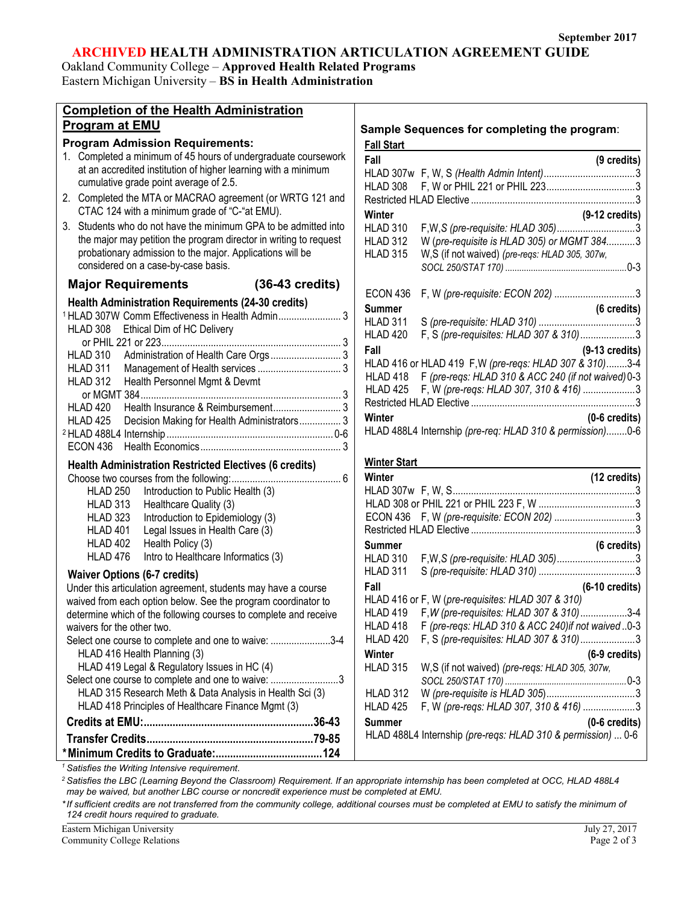September 2017

# ARCHIVED HEALTH ADMINISTRATION ARTICULATION AGREEMENT GUIDE

Oakland Community College – **Approved Health Related Programs**
Eastern Michigan University – **BS in Health Administration**

## Completion of the Health Administration Program at EMU

### Program Admission Requirements:

1. Completed a minimum of 45 hours of undergraduate coursework at an accredited institution of higher learning with a minimum cumulative grade point average of 2.5.
2. Completed the MTA or MACRAO agreement (or WRTG 121 and CTAC 124 with a minimum grade of "C-"at EMU).
3. Students who do not have the minimum GPA to be admitted into the major may petition the program director in writing to request probationary admission to the major. Applications will be considered on a case-by-case basis.

### Major Requirements (36-43 credits)

**Health Administration Requirements (24-30 credits)**

| Course | Title | Credits |
|---|---|---|
| [1] HLAD 307W | Comm Effectiveness in Health Admin | 3 |
| HLAD 308 | Ethical Dim of HC Delivery or PHIL 221 or 223 | 3 |
| HLAD 310 | Administration of Health Care Orgs | 3 |
| HLAD 311 | Management of Health services | 3 |
| HLAD 312 | Health Personnel Mgmt & Devmt or MGMT 384 | 3 |
| HLAD 420 | Health Insurance & Reimbursement | 3 |
| HLAD 425 | Decision Making for Health Administrators | 3 |
| [2] HLAD 488L4 | Internship | 0-6 |
| ECON 436 | Health Economics | 3 |

**Health Administration Restricted Electives (6 credits)**

Choose two courses from the following: 6

- HLAD 250 Introduction to Public Health (3)
- HLAD 313 Healthcare Quality (3)
- HLAD 323 Introduction to Epidemiology (3)
- HLAD 401 Legal Issues in Health Care (3)
- HLAD 402 Health Policy (3)
- HLAD 476 Intro to Healthcare Informatics (3)

**Waiver Options (6-7 credits)**

Under this articulation agreement, students may have a course waived from each option below. See the program coordinator to determine which of the following courses to complete and receive waivers for the other two.

Select one course to complete and one to waive: 3-4

- HLAD 416 Health Planning (3)
- HLAD 419 Legal & Regulatory Issues in HC (4)

Select one course to complete and one to waive: 3

- HLAD 315 Research Meth & Data Analysis in Health Sci (3)
- HLAD 418 Principles of Healthcare Finance Mgmt (3)

**Credits at EMU: 36-43**

**Transfer Credits: 79-85**

**\*Minimum Credits to Graduate: 124**

## Sample Sequences for completing the program:

### Fall Start

**Fall (9 credits)**

| Course | Details | Credits |
|---|---|---|
| HLAD 307w | F, W, S *(Health Admin Intent)* | 3 |
| HLAD 308 | F, W or PHIL 221 or PHIL 223 | 3 |
| Restricted HLAD Elective | | 3 |

**Winter (9-12 credits)**

| Course | Details | Credits |
|---|---|---|
| HLAD 310 | F,W,S *(pre-requisite: HLAD 305)* | 3 |
| HLAD 312 | W *(pre-requisite is HLAD 305) or MGMT 384* | 3 |
| HLAD 315 | W,S (if not waived) *(pre-reqs: HLAD 305, 307w, SOCL 250/STAT 170)* | 0-3 |
| ECON 436 | F, W *(pre-requisite: ECON 202)* | 3 |

**Summer (6 credits)**

| Course | Details | Credits |
|---|---|---|
| HLAD 311 | S *(pre-requisite: HLAD 310)* | 3 |
| HLAD 420 | F, S *(pre-requisites: HLAD 307 & 310)* | 3 |

**Fall (9-13 credits)**

| Course | Details | Credits |
|---|---|---|
| HLAD 416 or HLAD 419 | F,W *(pre-reqs: HLAD 307 & 310)* | 3-4 |
| HLAD 418 | F *(pre-reqs: HLAD 310 & ACC 240 (if not waived)* | 0-3 |
| HLAD 425 | F, W *(pre-reqs: HLAD 307, 310 & 416)* | 3 |
| Restricted HLAD Elective | | 3 |

**Winter (0-6 credits)**

| Course | Details | Credits |
|---|---|---|
| HLAD 488L4 Internship | *(pre-req: HLAD 310 & permission)* | 0-6 |

### Winter Start

**Winter (12 credits)**

| Course | Details | Credits |
|---|---|---|
| HLAD 307w | F, W, S | 3 |
| HLAD 308 or PHIL 221 or PHIL 223 | F, W | 3 |
| ECON 436 | F, W *(pre-requisite: ECON 202)* | 3 |
| Restricted HLAD Elective | | 3 |

**Summer (6 credits)**

| Course | Details | Credits |
|---|---|---|
| HLAD 310 | F,W,S *(pre-requisite: HLAD 305)* | 3 |
| HLAD 311 | S *(pre-requisite: HLAD 310)* | 3 |

**Fall (6-10 credits)**

| Course | Details | Credits |
|---|---|---|
| HLAD 416 or | F, W *(pre-requisites: HLAD 307 & 310)* | |
| HLAD 419 | F, *W (pre-requisites: HLAD 307 & 310)* | 3-4 |
| HLAD 418 | F *(pre-reqs: HLAD 310 & ACC 240)if not waived* | 0-3 |
| HLAD 420 | F, S *(pre-requisites: HLAD 307 & 310)* | 3 |

**Winter (6-9 credits)**

| Course | Details | Credits |
|---|---|---|
| HLAD 315 | W,S (if not waived) *(pre-reqs: HLAD 305, 307w, SOCL 250/STAT 170)* | 0-3 |
| HLAD 312 | W *(pre-requisite is HLAD 305)* | 3 |
| HLAD 425 | F, W *(pre-reqs: HLAD 307, 310 & 416)* | 3 |

**Summer (0-6 credits)**

| Course | Details | Credits |
|---|---|---|
| HLAD 488L4 Internship | *(pre-reqs: HLAD 310 & permission)* | 0-6 |

*[1] Satisfies the Writing Intensive requirement.*

*[2] Satisfies the LBC (Learning Beyond the Classroom) Requirement. If an appropriate internship has been completed at OCC, HLAD 488L4 may be waived, but another LBC course or noncredit experience must be completed at EMU.*

*\*If sufficient credits are not transferred from the community college, additional courses must be completed at EMU to satisfy the minimum of 124 credit hours required to graduate.*

Eastern Michigan University
Community College Relations

July 27, 2017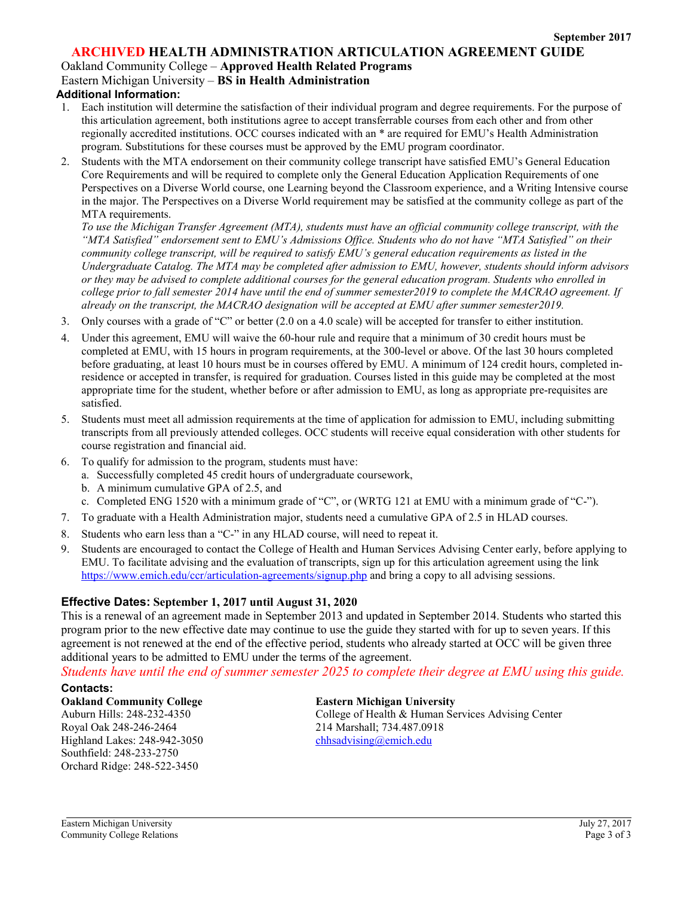September 2017

# ARCHIVED HEALTH ADMINISTRATION ARTICULATION AGREEMENT GUIDE

Oakland Community College – **Approved Health Related Programs**
Eastern Michigan University – **BS in Health Administration**

### Additional Information:

1. Each institution will determine the satisfaction of their individual program and degree requirements. For the purpose of this articulation agreement, both institutions agree to accept transferrable courses from each other and from other regionally accredited institutions. OCC courses indicated with an * are required for EMU's Health Administration program. Substitutions for these courses must be approved by the EMU program coordinator.
2. Students with the MTA endorsement on their community college transcript have satisfied EMU's General Education Core Requirements and will be required to complete only the General Education Application Requirements of one Perspectives on a Diverse World course, one Learning beyond the Classroom experience, and a Writing Intensive course in the major. The Perspectives on a Diverse World requirement may be satisfied at the community college as part of the MTA requirements.
   *To use the Michigan Transfer Agreement (MTA), students must have an official community college transcript, with the "MTA Satisfied" endorsement sent to EMU's Admissions Office. Students who do not have "MTA Satisfied" on their community college transcript, will be required to satisfy EMU's general education requirements as listed in the Undergraduate Catalog. The MTA may be completed after admission to EMU, however, students should inform advisors or they may be advised to complete additional courses for the general education program. Students who enrolled in college prior to fall semester 2014 have until the end of summer semester2019 to complete the MACRAO agreement. If already on the transcript, the MACRAO designation will be accepted at EMU after summer semester2019.*
3. Only courses with a grade of "C" or better (2.0 on a 4.0 scale) will be accepted for transfer to either institution.
4. Under this agreement, EMU will waive the 60-hour rule and require that a minimum of 30 credit hours must be completed at EMU, with 15 hours in program requirements, at the 300-level or above. Of the last 30 hours completed before graduating, at least 10 hours must be in courses offered by EMU. A minimum of 124 credit hours, completed in-residence or accepted in transfer, is required for graduation. Courses listed in this guide may be completed at the most appropriate time for the student, whether before or after admission to EMU, as long as appropriate pre-requisites are satisfied.
5. Students must meet all admission requirements at the time of application for admission to EMU, including submitting transcripts from all previously attended colleges. OCC students will receive equal consideration with other students for course registration and financial aid.
6. To qualify for admission to the program, students must have:
   a. Successfully completed 45 credit hours of undergraduate coursework,
   b. A minimum cumulative GPA of 2.5, and
   c. Completed ENG 1520 with a minimum grade of "C", or (WRTG 121 at EMU with a minimum grade of "C-").
7. To graduate with a Health Administration major, students need a cumulative GPA of 2.5 in HLAD courses.
8. Students who earn less than a "C-" in any HLAD course, will need to repeat it.
9. Students are encouraged to contact the College of Health and Human Services Advising Center early, before applying to EMU. To facilitate advising and the evaluation of transcripts, sign up for this articulation agreement using the link https://www.emich.edu/ccr/articulation-agreements/signup.php and bring a copy to all advising sessions.

### Effective Dates: September 1, 2017 until August 31, 2020

This is a renewal of an agreement made in September 2013 and updated in September 2014. Students who started this program prior to the new effective date may continue to use the guide they started with for up to seven years. If this agreement is not renewed at the end of the effective period, students who already started at OCC will be given three additional years to be admitted to EMU under the terms of the agreement.

*Students have until the end of summer semester 2025 to complete their degree at EMU using this guide.*

### Contacts:

**Oakland Community College**
Auburn Hills: 248-232-4350
Royal Oak 248-246-2464
Highland Lakes: 248-942-3050
Southfield: 248-233-2750
Orchard Ridge: 248-522-3450

**Eastern Michigan University**
College of Health & Human Services Advising Center
214 Marshall; 734.487.0918
chhsadvising@emich.edu

Eastern Michigan University
Community College Relations

July 27, 2017